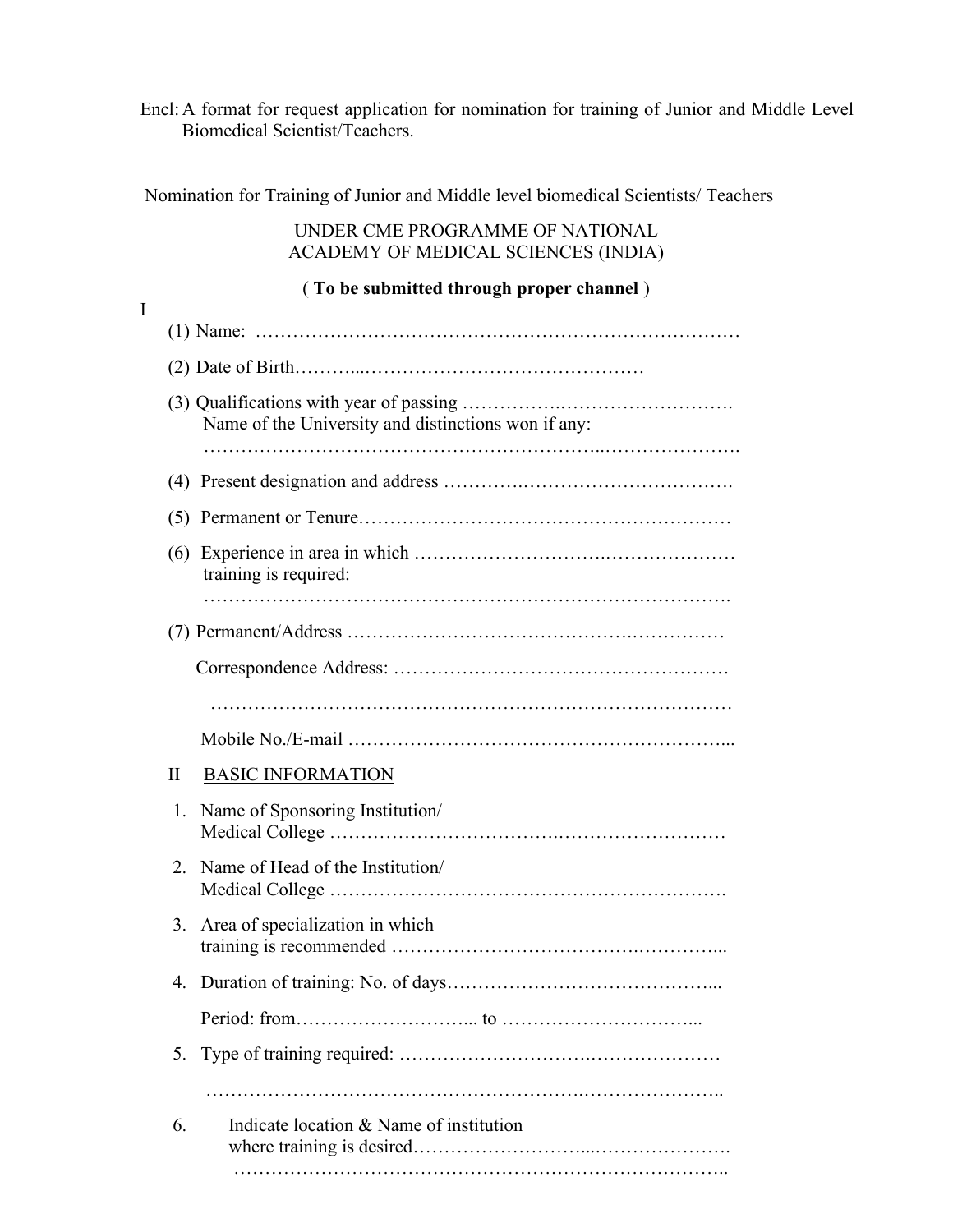Encl: A format for request application for nomination for training of Junior and Middle Level Biomedical Scientist/Teachers.

Nomination for Training of Junior and Middle level biomedical Scientists/ Teachers

UNDER CME PROGRAMME OF NATIONAL ACADEMY OF MEDICAL SCIENCES (INDIA)

( **To be submitted through proper channel** )

I

(1) Name: ……………………………………………………………………

(2) Date of Birth………..………………………………………

(3) Qualifications with year of passing …………….……………………….
Name of the University and distinctions won if any:
……………………………………………………..………………….

(4) Present designation and address ………….…………………………….

(5) Permanent or Tenure…………………………………………………

(6) Experience in area in which ……………………….…………………
training is required:
……………………………………………………………………….

(7) Permanent/Address ……………………………………….……………

Correspondence Address: ……………………………………………

…………………………………………………………………………

Mobile No./E-mail …………………………………………………...

II BASIC INFORMATION

1. Name of Sponsoring Institution/ Medical College …………………………….………………………
2. Name of Head of the Institution/ Medical College …………………………………………………….
3. Area of specialization in which training is recommended ………………………………….…………...
4. Duration of training: No. of days…………………………………...

   Period: from……………………... to …………………………...
5. Type of training required: …………………………….…………………

   …………………………………………………….…………………..
6. Indicate location & Name of institution where training is desired……………………...………………….
   …………………………………………………………………..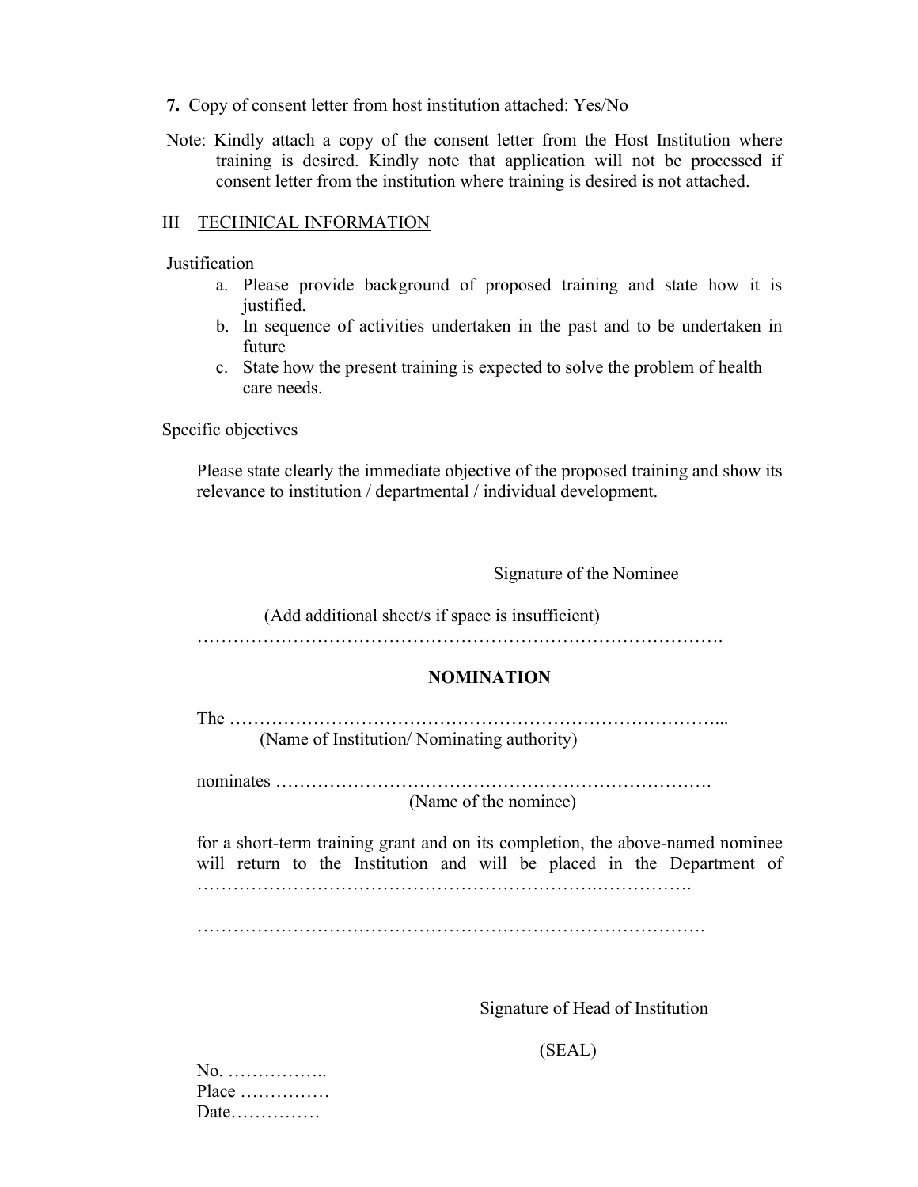**7.** Copy of consent letter from host institution attached: Yes/No

Note: Kindly attach a copy of the consent letter from the Host Institution where training is desired. Kindly note that application will not be processed if consent letter from the institution where training is desired is not attached.

III <u>TECHNICAL INFORMATION</u>

Justification

a. Please provide background of proposed training and state how it is justified.
b. In sequence of activities undertaken in the past and to be undertaken in future
c. State how the present training is expected to solve the problem of health care needs.

Specific objectives

Please state clearly the immediate objective of the proposed training and show its relevance to institution / departmental / individual development.

Signature of the Nominee

(Add additional sheet/s if space is insufficient)

…………………………………………………………………………….

**NOMINATION**

The ……………………………………………………………………...
(Name of Institution/ Nominating authority)

nominates ……………………………………………………………….
(Name of the nominee)

for a short-term training grant and on its completion, the above-named nominee will return to the Institution and will be placed in the Department of ……………………………………………………….…………….

…………………………………………………………………………….

Signature of Head of Institution

(SEAL)

No. ……………..
Place ……………
Date……………